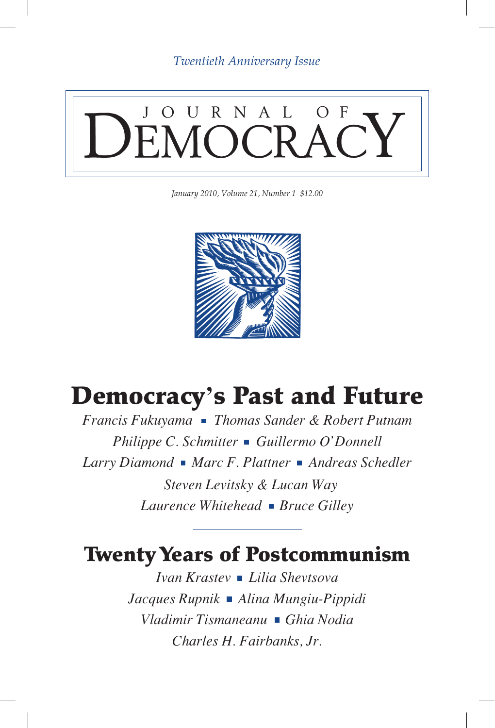*Twentieth Anniversary Issue*

# JOURNAL OF DEMOCRACY

*January 2010, Volume 21, Number 1 $12.00*

## Democracy's Past and Future

*Francis Fukuyama ▪ Thomas Sander & Robert Putnam*
*Philippe C. Schmitter ▪ Guillermo O'Donnell*
*Larry Diamond ▪ Marc F. Plattner ▪ Andreas Schedler*
*Steven Levitsky & Lucan Way*
*Laurence Whitehead ▪ Bruce Gilley*

---

## Twenty Years of Postcommunism

*Ivan Krastev ▪ Lilia Shevtsova*
*Jacques Rupnik ▪ Alina Mungiu-Pippidi*
*Vladimir Tismaneanu ▪ Ghia Nodia*
*Charles H. Fairbanks, Jr.*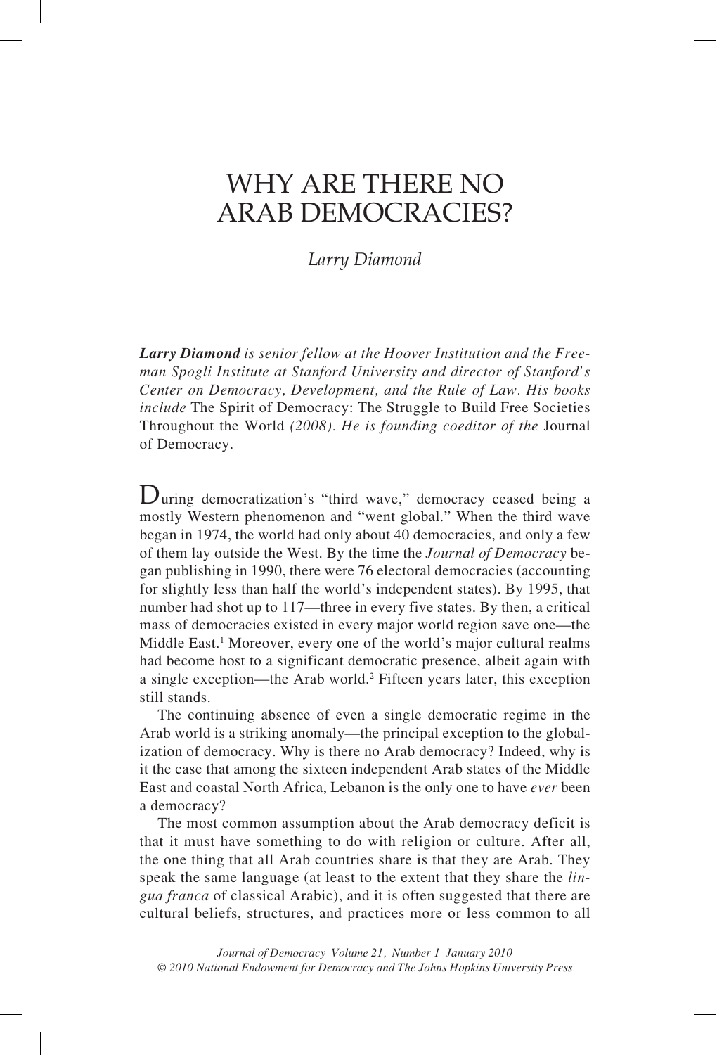# WHY ARE THERE NO ARAB DEMOCRACIES?

*Larry Diamond*

***Larry Diamond*** *is senior fellow at the Hoover Institution and the Freeman Spogli Institute at Stanford University and director of Stanford's Center on Democracy, Development, and the Rule of Law. His books include* The Spirit of Democracy: The Struggle to Build Free Societies Throughout the World *(2008). He is founding coeditor of the* Journal of Democracy.

During democratization's "third wave," democracy ceased being a mostly Western phenomenon and "went global." When the third wave began in 1974, the world had only about 40 democracies, and only a few of them lay outside the West. By the time the *Journal of Democracy* began publishing in 1990, there were 76 electoral democracies (accounting for slightly less than half the world's independent states). By 1995, that number had shot up to 117—three in every five states. By then, a critical mass of democracies existed in every major world region save one—the Middle East.[1] Moreover, every one of the world's major cultural realms had become host to a significant democratic presence, albeit again with a single exception—the Arab world.[2] Fifteen years later, this exception still stands.

The continuing absence of even a single democratic regime in the Arab world is a striking anomaly—the principal exception to the globalization of democracy. Why is there no Arab democracy? Indeed, why is it the case that among the sixteen independent Arab states of the Middle East and coastal North Africa, Lebanon is the only one to have *ever* been a democracy?

The most common assumption about the Arab democracy deficit is that it must have something to do with religion or culture. After all, the one thing that all Arab countries share is that they are Arab. They speak the same language (at least to the extent that they share the *lingua franca* of classical Arabic), and it is often suggested that there are cultural beliefs, structures, and practices more or less common to all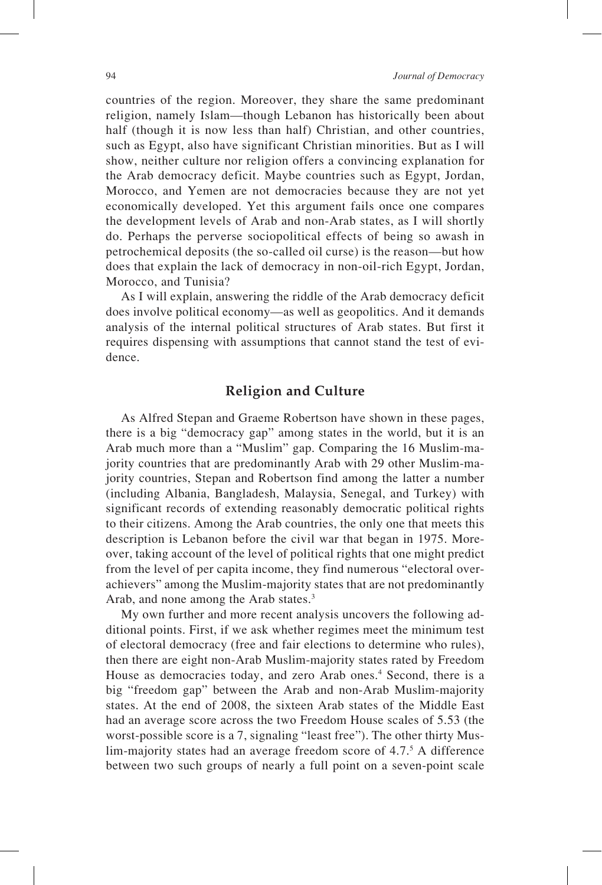countries of the region. Moreover, they share the same predominant religion, namely Islam—though Lebanon has historically been about half (though it is now less than half) Christian, and other countries, such as Egypt, also have significant Christian minorities. But as I will show, neither culture nor religion offers a convincing explanation for the Arab democracy deficit. Maybe countries such as Egypt, Jordan, Morocco, and Yemen are not democracies because they are not yet economically developed. Yet this argument fails once one compares the development levels of Arab and non-Arab states, as I will shortly do. Perhaps the perverse sociopolitical effects of being so awash in petrochemical deposits (the so-called oil curse) is the reason—but how does that explain the lack of democracy in non-oil-rich Egypt, Jordan, Morocco, and Tunisia?

As I will explain, answering the riddle of the Arab democracy deficit does involve political economy—as well as geopolitics. And it demands analysis of the internal political structures of Arab states. But first it requires dispensing with assumptions that cannot stand the test of evidence.

## Religion and Culture

As Alfred Stepan and Graeme Robertson have shown in these pages, there is a big "democracy gap" among states in the world, but it is an Arab much more than a "Muslim" gap. Comparing the 16 Muslim-majority countries that are predominantly Arab with 29 other Muslim-majority countries, Stepan and Robertson find among the latter a number (including Albania, Bangladesh, Malaysia, Senegal, and Turkey) with significant records of extending reasonably democratic political rights to their citizens. Among the Arab countries, the only one that meets this description is Lebanon before the civil war that began in 1975. Moreover, taking account of the level of political rights that one might predict from the level of per capita income, they find numerous "electoral overachievers" among the Muslim-majority states that are not predominantly Arab, and none among the Arab states.[3]

My own further and more recent analysis uncovers the following additional points. First, if we ask whether regimes meet the minimum test of electoral democracy (free and fair elections to determine who rules), then there are eight non-Arab Muslim-majority states rated by Freedom House as democracies today, and zero Arab ones.[4] Second, there is a big "freedom gap" between the Arab and non-Arab Muslim-majority states. At the end of 2008, the sixteen Arab states of the Middle East had an average score across the two Freedom House scales of 5.53 (the worst-possible score is a 7, signaling "least free"). The other thirty Muslim-majority states had an average freedom score of 4.7.[5] A difference between two such groups of nearly a full point on a seven-point scale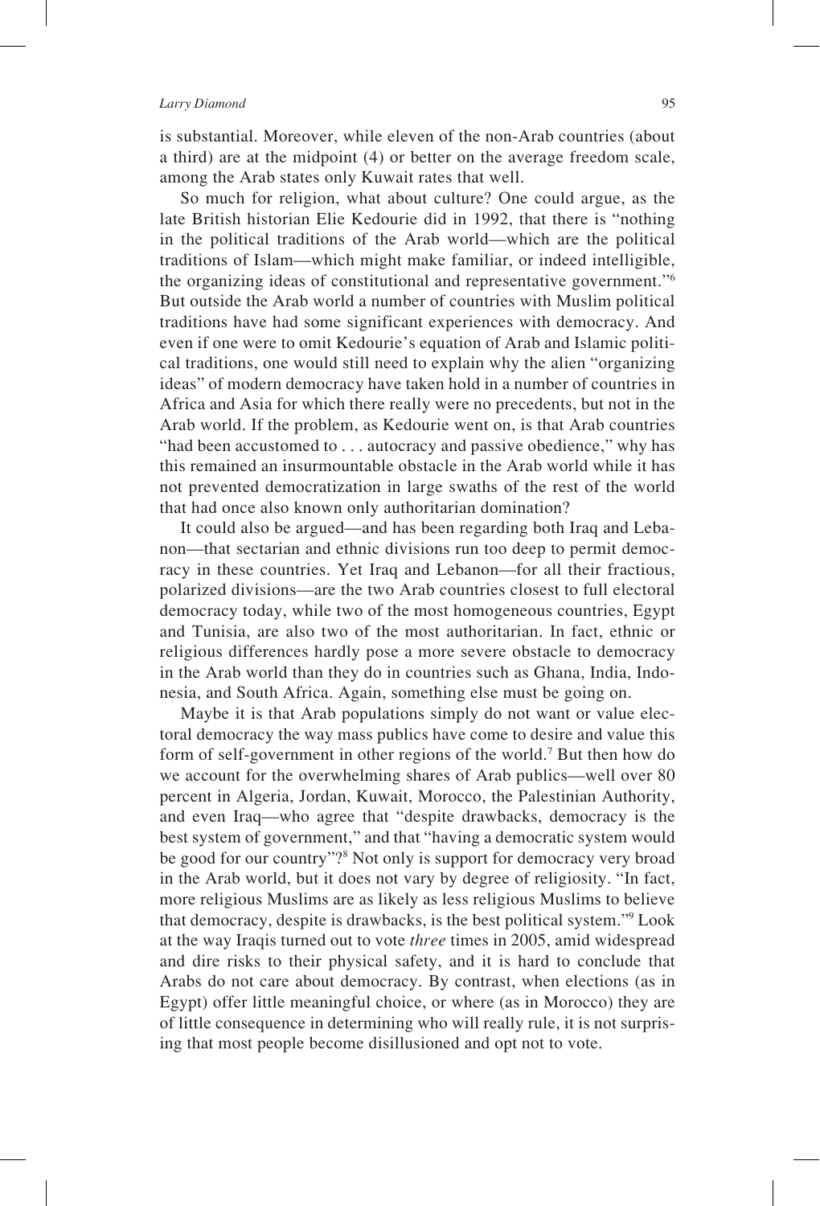is substantial. Moreover, while eleven of the non-Arab countries (about a third) are at the midpoint (4) or better on the average freedom scale, among the Arab states only Kuwait rates that well.

So much for religion, what about culture? One could argue, as the late British historian Elie Kedourie did in 1992, that there is "nothing in the political traditions of the Arab world—which are the political traditions of Islam—which might make familiar, or indeed intelligible, the organizing ideas of constitutional and representative government."[6] But outside the Arab world a number of countries with Muslim political traditions have had some significant experiences with democracy. And even if one were to omit Kedourie's equation of Arab and Islamic political traditions, one would still need to explain why the alien "organizing ideas" of modern democracy have taken hold in a number of countries in Africa and Asia for which there really were no precedents, but not in the Arab world. If the problem, as Kedourie went on, is that Arab countries "had been accustomed to . . . autocracy and passive obedience," why has this remained an insurmountable obstacle in the Arab world while it has not prevented democratization in large swaths of the rest of the world that had once also known only authoritarian domination?

It could also be argued—and has been regarding both Iraq and Lebanon—that sectarian and ethnic divisions run too deep to permit democracy in these countries. Yet Iraq and Lebanon—for all their fractious, polarized divisions—are the two Arab countries closest to full electoral democracy today, while two of the most homogeneous countries, Egypt and Tunisia, are also two of the most authoritarian. In fact, ethnic or religious differences hardly pose a more severe obstacle to democracy in the Arab world than they do in countries such as Ghana, India, Indonesia, and South Africa. Again, something else must be going on.

Maybe it is that Arab populations simply do not want or value electoral democracy the way mass publics have come to desire and value this form of self-government in other regions of the world.[7] But then how do we account for the overwhelming shares of Arab publics—well over 80 percent in Algeria, Jordan, Kuwait, Morocco, the Palestinian Authority, and even Iraq—who agree that "despite drawbacks, democracy is the best system of government," and that "having a democratic system would be good for our country"?[8] Not only is support for democracy very broad in the Arab world, but it does not vary by degree of religiosity. "In fact, more religious Muslims are as likely as less religious Muslims to believe that democracy, despite is drawbacks, is the best political system."[9] Look at the way Iraqis turned out to vote *three* times in 2005, amid widespread and dire risks to their physical safety, and it is hard to conclude that Arabs do not care about democracy. By contrast, when elections (as in Egypt) offer little meaningful choice, or where (as in Morocco) they are of little consequence in determining who will really rule, it is not surprising that most people become disillusioned and opt not to vote.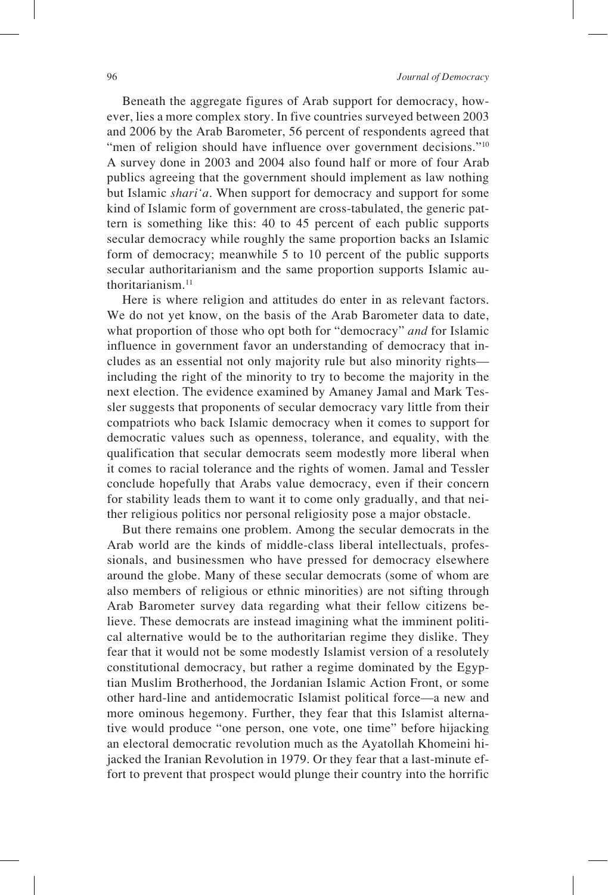Beneath the aggregate figures of Arab support for democracy, however, lies a more complex story. In five countries surveyed between 2003 and 2006 by the Arab Barometer, 56 percent of respondents agreed that "men of religion should have influence over government decisions."[10] A survey done in 2003 and 2004 also found half or more of four Arab publics agreeing that the government should implement as law nothing but Islamic *shari'a*. When support for democracy and support for some kind of Islamic form of government are cross-tabulated, the generic pattern is something like this: 40 to 45 percent of each public supports secular democracy while roughly the same proportion backs an Islamic form of democracy; meanwhile 5 to 10 percent of the public supports secular authoritarianism and the same proportion supports Islamic authoritarianism.[11]

Here is where religion and attitudes do enter in as relevant factors. We do not yet know, on the basis of the Arab Barometer data to date, what proportion of those who opt both for "democracy" *and* for Islamic influence in government favor an understanding of democracy that includes as an essential not only majority rule but also minority rights—including the right of the minority to try to become the majority in the next election. The evidence examined by Amaney Jamal and Mark Tessler suggests that proponents of secular democracy vary little from their compatriots who back Islamic democracy when it comes to support for democratic values such as openness, tolerance, and equality, with the qualification that secular democrats seem modestly more liberal when it comes to racial tolerance and the rights of women. Jamal and Tessler conclude hopefully that Arabs value democracy, even if their concern for stability leads them to want it to come only gradually, and that neither religious politics nor personal religiosity pose a major obstacle.

But there remains one problem. Among the secular democrats in the Arab world are the kinds of middle-class liberal intellectuals, professionals, and businessmen who have pressed for democracy elsewhere around the globe. Many of these secular democrats (some of whom are also members of religious or ethnic minorities) are not sifting through Arab Barometer survey data regarding what their fellow citizens believe. These democrats are instead imagining what the imminent political alternative would be to the authoritarian regime they dislike. They fear that it would not be some modestly Islamist version of a resolutely constitutional democracy, but rather a regime dominated by the Egyptian Muslim Brotherhood, the Jordanian Islamic Action Front, or some other hard-line and antidemocratic Islamist political force—a new and more ominous hegemony. Further, they fear that this Islamist alternative would produce "one person, one vote, one time" before hijacking an electoral democratic revolution much as the Ayatollah Khomeini hijacked the Iranian Revolution in 1979. Or they fear that a last-minute effort to prevent that prospect would plunge their country into the horrific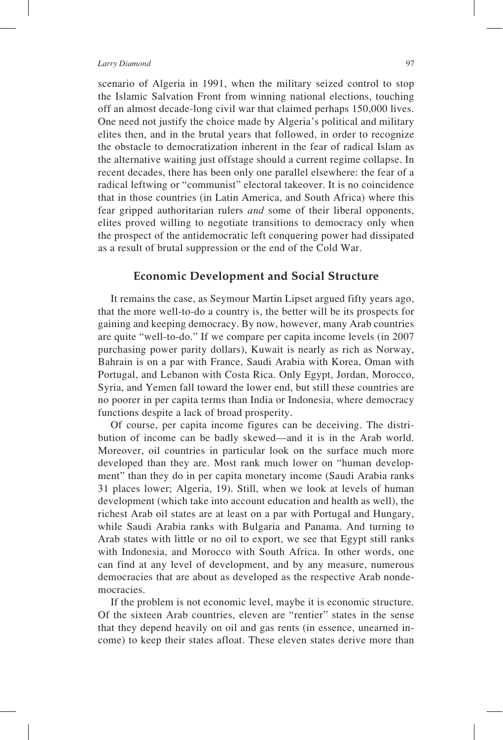scenario of Algeria in 1991, when the military seized control to stop the Islamic Salvation Front from winning national elections, touching off an almost decade-long civil war that claimed perhaps 150,000 lives. One need not justify the choice made by Algeria's political and military elites then, and in the brutal years that followed, in order to recognize the obstacle to democratization inherent in the fear of radical Islam as the alternative waiting just offstage should a current regime collapse. In recent decades, there has been only one parallel elsewhere: the fear of a radical leftwing or "communist" electoral takeover. It is no coincidence that in those countries (in Latin America, and South Africa) where this fear gripped authoritarian rulers *and* some of their liberal opponents, elites proved willing to negotiate transitions to democracy only when the prospect of the antidemocratic left conquering power had dissipated as a result of brutal suppression or the end of the Cold War.

## Economic Development and Social Structure

It remains the case, as Seymour Martin Lipset argued fifty years ago, that the more well-to-do a country is, the better will be its prospects for gaining and keeping democracy. By now, however, many Arab countries are quite "well-to-do." If we compare per capita income levels (in 2007 purchasing power parity dollars), Kuwait is nearly as rich as Norway, Bahrain is on a par with France, Saudi Arabia with Korea, Oman with Portugal, and Lebanon with Costa Rica. Only Egypt, Jordan, Morocco, Syria, and Yemen fall toward the lower end, but still these countries are no poorer in per capita terms than India or Indonesia, where democracy functions despite a lack of broad prosperity.

Of course, per capita income figures can be deceiving. The distribution of income can be badly skewed—and it is in the Arab world. Moreover, oil countries in particular look on the surface much more developed than they are. Most rank much lower on "human development" than they do in per capita monetary income (Saudi Arabia ranks 31 places lower; Algeria, 19). Still, when we look at levels of human development (which take into account education and health as well), the richest Arab oil states are at least on a par with Portugal and Hungary, while Saudi Arabia ranks with Bulgaria and Panama. And turning to Arab states with little or no oil to export, we see that Egypt still ranks with Indonesia, and Morocco with South Africa. In other words, one can find at any level of development, and by any measure, numerous democracies that are about as developed as the respective Arab nondemocracies.

If the problem is not economic level, maybe it is economic structure. Of the sixteen Arab countries, eleven are "rentier" states in the sense that they depend heavily on oil and gas rents (in essence, unearned income) to keep their states afloat. These eleven states derive more than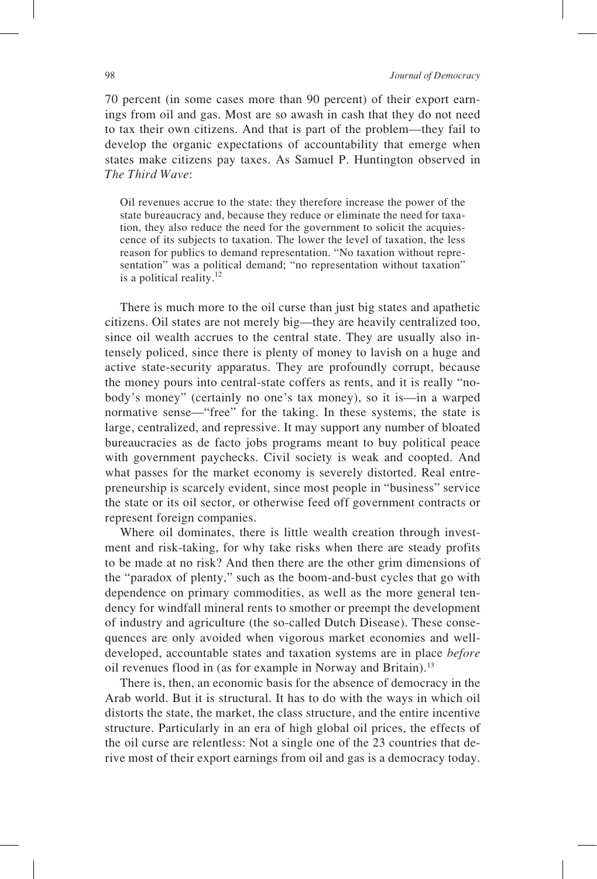70 percent (in some cases more than 90 percent) of their export earnings from oil and gas. Most are so awash in cash that they do not need to tax their own citizens. And that is part of the problem—they fail to develop the organic expectations of accountability that emerge when states make citizens pay taxes. As Samuel P. Huntington observed in *The Third Wave*:

> Oil revenues accrue to the state: they therefore increase the power of the state bureaucracy and, because they reduce or eliminate the need for taxation, they also reduce the need for the government to solicit the acquiescence of its subjects to taxation. The lower the level of taxation, the less reason for publics to demand representation. "No taxation without representation" was a political demand; "no representation without taxation" is a political reality.[12]

There is much more to the oil curse than just big states and apathetic citizens. Oil states are not merely big—they are heavily centralized too, since oil wealth accrues to the central state. They are usually also intensely policed, since there is plenty of money to lavish on a huge and active state-security apparatus. They are profoundly corrupt, because the money pours into central-state coffers as rents, and it is really "nobody's money" (certainly no one's tax money), so it is—in a warped normative sense—"free" for the taking. In these systems, the state is large, centralized, and repressive. It may support any number of bloated bureaucracies as de facto jobs programs meant to buy political peace with government paychecks. Civil society is weak and coopted. And what passes for the market economy is severely distorted. Real entrepreneurship is scarcely evident, since most people in "business" service the state or its oil sector, or otherwise feed off government contracts or represent foreign companies.

Where oil dominates, there is little wealth creation through investment and risk-taking, for why take risks when there are steady profits to be made at no risk? And then there are the other grim dimensions of the "paradox of plenty," such as the boom-and-bust cycles that go with dependence on primary commodities, as well as the more general tendency for windfall mineral rents to smother or preempt the development of industry and agriculture (the so-called Dutch Disease). These consequences are only avoided when vigorous market economies and well-developed, accountable states and taxation systems are in place *before* oil revenues flood in (as for example in Norway and Britain).[13]

There is, then, an economic basis for the absence of democracy in the Arab world. But it is structural. It has to do with the ways in which oil distorts the state, the market, the class structure, and the entire incentive structure. Particularly in an era of high global oil prices, the effects of the oil curse are relentless: Not a single one of the 23 countries that derive most of their export earnings from oil and gas is a democracy today.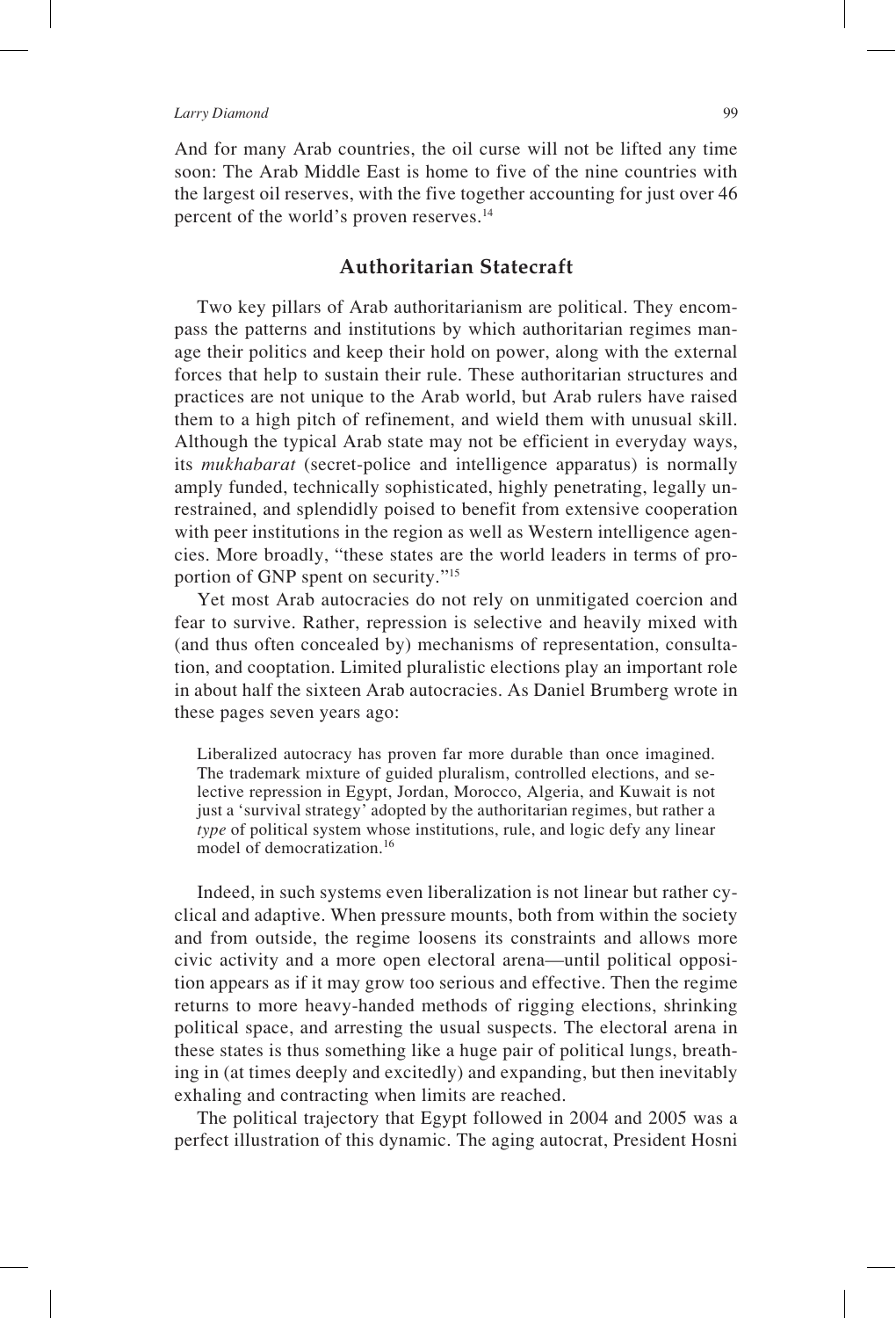And for many Arab countries, the oil curse will not be lifted any time soon: The Arab Middle East is home to five of the nine countries with the largest oil reserves, with the five together accounting for just over 46 percent of the world's proven reserves.[14]

## Authoritarian Statecraft

Two key pillars of Arab authoritarianism are political. They encompass the patterns and institutions by which authoritarian regimes manage their politics and keep their hold on power, along with the external forces that help to sustain their rule. These authoritarian structures and practices are not unique to the Arab world, but Arab rulers have raised them to a high pitch of refinement, and wield them with unusual skill. Although the typical Arab state may not be efficient in everyday ways, its *mukhabarat* (secret-police and intelligence apparatus) is normally amply funded, technically sophisticated, highly penetrating, legally unrestrained, and splendidly poised to benefit from extensive cooperation with peer institutions in the region as well as Western intelligence agencies. More broadly, "these states are the world leaders in terms of proportion of GNP spent on security."[15]

Yet most Arab autocracies do not rely on unmitigated coercion and fear to survive. Rather, repression is selective and heavily mixed with (and thus often concealed by) mechanisms of representation, consultation, and cooptation. Limited pluralistic elections play an important role in about half the sixteen Arab autocracies. As Daniel Brumberg wrote in these pages seven years ago:

> Liberalized autocracy has proven far more durable than once imagined. The trademark mixture of guided pluralism, controlled elections, and selective repression in Egypt, Jordan, Morocco, Algeria, and Kuwait is not just a 'survival strategy' adopted by the authoritarian regimes, but rather a *type* of political system whose institutions, rule, and logic defy any linear model of democratization.[16]

Indeed, in such systems even liberalization is not linear but rather cyclical and adaptive. When pressure mounts, both from within the society and from outside, the regime loosens its constraints and allows more civic activity and a more open electoral arena—until political opposition appears as if it may grow too serious and effective. Then the regime returns to more heavy-handed methods of rigging elections, shrinking political space, and arresting the usual suspects. The electoral arena in these states is thus something like a huge pair of political lungs, breathing in (at times deeply and excitedly) and expanding, but then inevitably exhaling and contracting when limits are reached.

The political trajectory that Egypt followed in 2004 and 2005 was a perfect illustration of this dynamic. The aging autocrat, President Hosni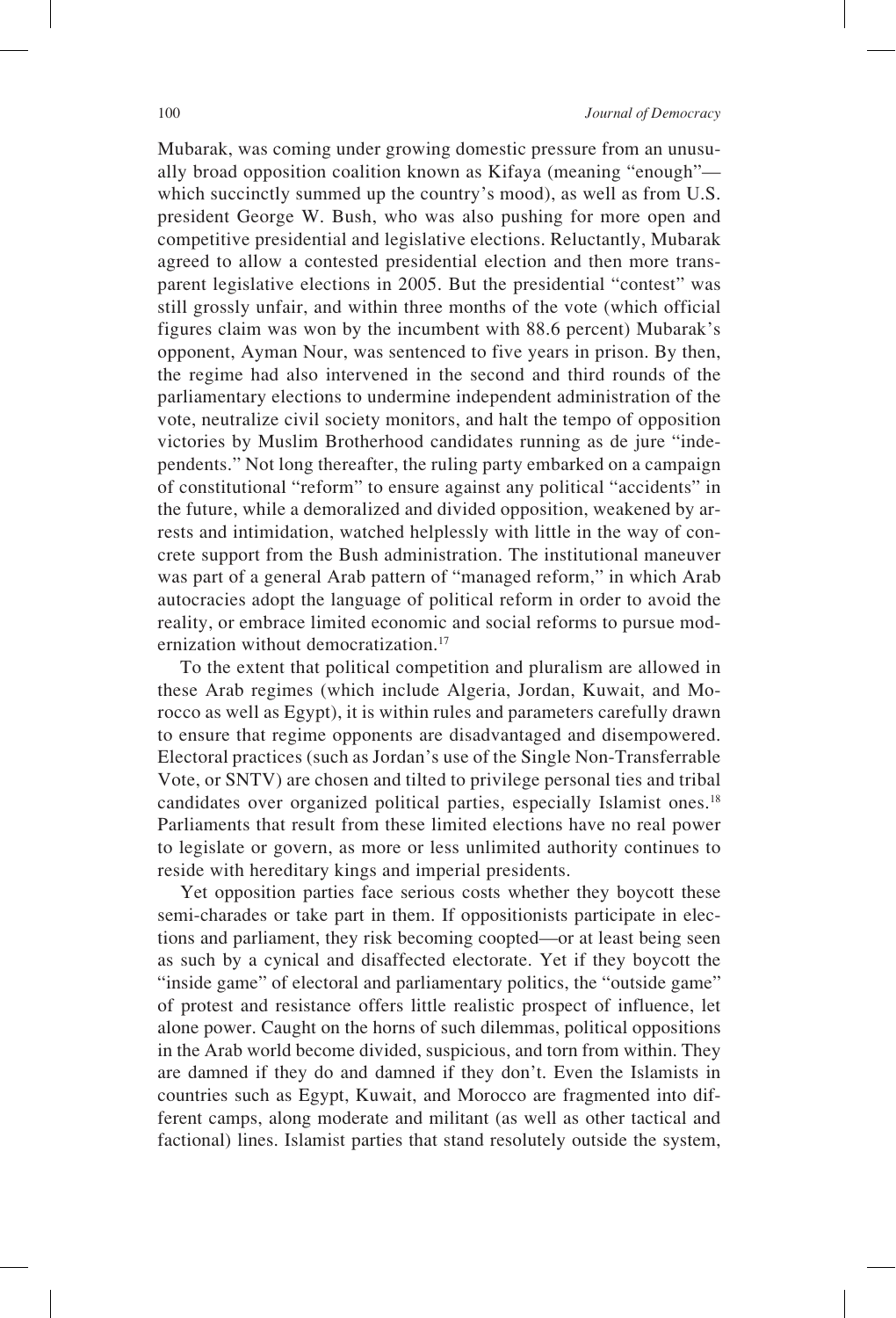Mubarak, was coming under growing domestic pressure from an unusually broad opposition coalition known as Kifaya (meaning "enough"—which succinctly summed up the country's mood), as well as from U.S. president George W. Bush, who was also pushing for more open and competitive presidential and legislative elections. Reluctantly, Mubarak agreed to allow a contested presidential election and then more transparent legislative elections in 2005. But the presidential "contest" was still grossly unfair, and within three months of the vote (which official figures claim was won by the incumbent with 88.6 percent) Mubarak's opponent, Ayman Nour, was sentenced to five years in prison. By then, the regime had also intervened in the second and third rounds of the parliamentary elections to undermine independent administration of the vote, neutralize civil society monitors, and halt the tempo of opposition victories by Muslim Brotherhood candidates running as de jure "independents." Not long thereafter, the ruling party embarked on a campaign of constitutional "reform" to ensure against any political "accidents" in the future, while a demoralized and divided opposition, weakened by arrests and intimidation, watched helplessly with little in the way of concrete support from the Bush administration. The institutional maneuver was part of a general Arab pattern of "managed reform," in which Arab autocracies adopt the language of political reform in order to avoid the reality, or embrace limited economic and social reforms to pursue modernization without democratization.[17]

To the extent that political competition and pluralism are allowed in these Arab regimes (which include Algeria, Jordan, Kuwait, and Morocco as well as Egypt), it is within rules and parameters carefully drawn to ensure that regime opponents are disadvantaged and disempowered. Electoral practices (such as Jordan's use of the Single Non-Transferrable Vote, or SNTV) are chosen and tilted to privilege personal ties and tribal candidates over organized political parties, especially Islamist ones.[18] Parliaments that result from these limited elections have no real power to legislate or govern, as more or less unlimited authority continues to reside with hereditary kings and imperial presidents.

Yet opposition parties face serious costs whether they boycott these semi-charades or take part in them. If oppositionists participate in elections and parliament, they risk becoming coopted—or at least being seen as such by a cynical and disaffected electorate. Yet if they boycott the "inside game" of electoral and parliamentary politics, the "outside game" of protest and resistance offers little realistic prospect of influence, let alone power. Caught on the horns of such dilemmas, political oppositions in the Arab world become divided, suspicious, and torn from within. They are damned if they do and damned if they don't. Even the Islamists in countries such as Egypt, Kuwait, and Morocco are fragmented into different camps, along moderate and militant (as well as other tactical and factional) lines. Islamist parties that stand resolutely outside the system,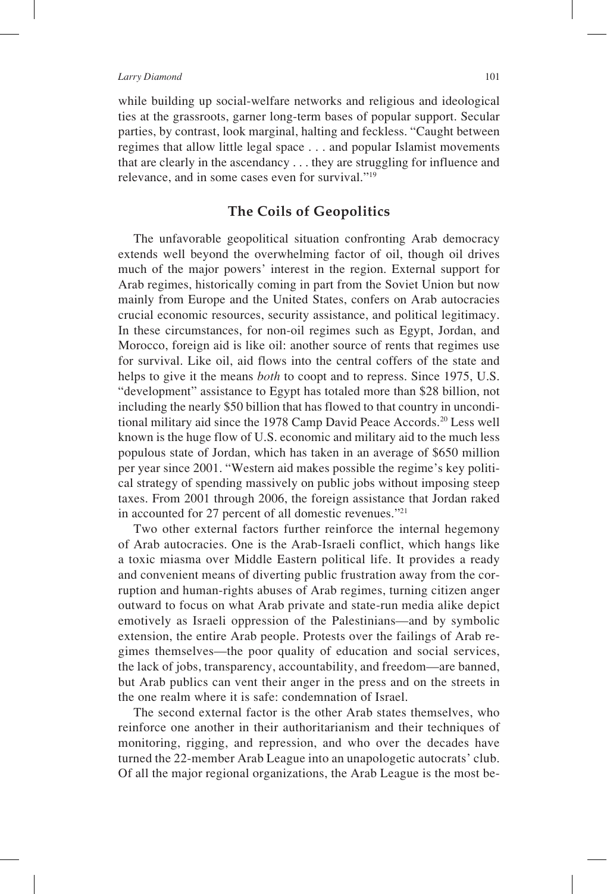while building up social-welfare networks and religious and ideological ties at the grassroots, garner long-term bases of popular support. Secular parties, by contrast, look marginal, halting and feckless. "Caught between regimes that allow little legal space . . . and popular Islamist movements that are clearly in the ascendancy . . . they are struggling for influence and relevance, and in some cases even for survival."[19]

## The Coils of Geopolitics

The unfavorable geopolitical situation confronting Arab democracy extends well beyond the overwhelming factor of oil, though oil drives much of the major powers' interest in the region. External support for Arab regimes, historically coming in part from the Soviet Union but now mainly from Europe and the United States, confers on Arab autocracies crucial economic resources, security assistance, and political legitimacy. In these circumstances, for non-oil regimes such as Egypt, Jordan, and Morocco, foreign aid is like oil: another source of rents that regimes use for survival. Like oil, aid flows into the central coffers of the state and helps to give it the means *both* to coopt and to repress. Since 1975, U.S. "development" assistance to Egypt has totaled more than $28 billion, not including the nearly $50 billion that has flowed to that country in unconditional military aid since the 1978 Camp David Peace Accords.[20] Less well known is the huge flow of U.S. economic and military aid to the much less populous state of Jordan, which has taken in an average of $650 million per year since 2001. "Western aid makes possible the regime's key political strategy of spending massively on public jobs without imposing steep taxes. From 2001 through 2006, the foreign assistance that Jordan raked in accounted for 27 percent of all domestic revenues."[21]

Two other external factors further reinforce the internal hegemony of Arab autocracies. One is the Arab-Israeli conflict, which hangs like a toxic miasma over Middle Eastern political life. It provides a ready and convenient means of diverting public frustration away from the corruption and human-rights abuses of Arab regimes, turning citizen anger outward to focus on what Arab private and state-run media alike depict emotively as Israeli oppression of the Palestinians—and by symbolic extension, the entire Arab people. Protests over the failings of Arab regimes themselves—the poor quality of education and social services, the lack of jobs, transparency, accountability, and freedom—are banned, but Arab publics can vent their anger in the press and on the streets in the one realm where it is safe: condemnation of Israel.

The second external factor is the other Arab states themselves, who reinforce one another in their authoritarianism and their techniques of monitoring, rigging, and repression, and who over the decades have turned the 22-member Arab League into an unapologetic autocrats' club. Of all the major regional organizations, the Arab League is the most be-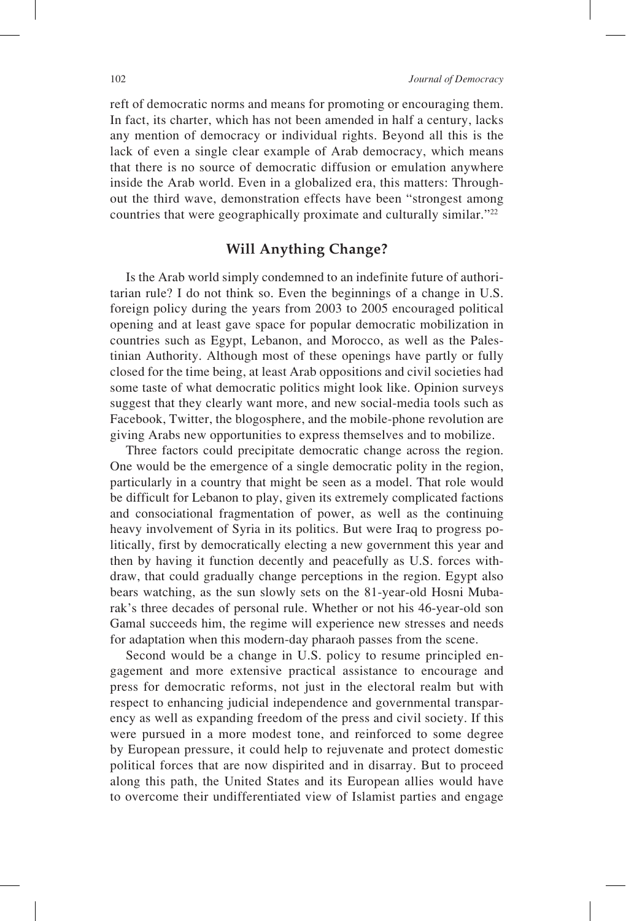reft of democratic norms and means for promoting or encouraging them. In fact, its charter, which has not been amended in half a century, lacks any mention of democracy or individual rights. Beyond all this is the lack of even a single clear example of Arab democracy, which means that there is no source of democratic diffusion or emulation anywhere inside the Arab world. Even in a globalized era, this matters: Throughout the third wave, demonstration effects have been "strongest among countries that were geographically proximate and culturally similar."[22]

## Will Anything Change?

Is the Arab world simply condemned to an indefinite future of authoritarian rule? I do not think so. Even the beginnings of a change in U.S. foreign policy during the years from 2003 to 2005 encouraged political opening and at least gave space for popular democratic mobilization in countries such as Egypt, Lebanon, and Morocco, as well as the Palestinian Authority. Although most of these openings have partly or fully closed for the time being, at least Arab oppositions and civil societies had some taste of what democratic politics might look like. Opinion surveys suggest that they clearly want more, and new social-media tools such as Facebook, Twitter, the blogosphere, and the mobile-phone revolution are giving Arabs new opportunities to express themselves and to mobilize.

Three factors could precipitate democratic change across the region. One would be the emergence of a single democratic polity in the region, particularly in a country that might be seen as a model. That role would be difficult for Lebanon to play, given its extremely complicated factions and consociational fragmentation of power, as well as the continuing heavy involvement of Syria in its politics. But were Iraq to progress politically, first by democratically electing a new government this year and then by having it function decently and peacefully as U.S. forces withdraw, that could gradually change perceptions in the region. Egypt also bears watching, as the sun slowly sets on the 81-year-old Hosni Mubarak's three decades of personal rule. Whether or not his 46-year-old son Gamal succeeds him, the regime will experience new stresses and needs for adaptation when this modern-day pharaoh passes from the scene.

Second would be a change in U.S. policy to resume principled engagement and more extensive practical assistance to encourage and press for democratic reforms, not just in the electoral realm but with respect to enhancing judicial independence and governmental transparency as well as expanding freedom of the press and civil society. If this were pursued in a more modest tone, and reinforced to some degree by European pressure, it could help to rejuvenate and protect domestic political forces that are now dispirited and in disarray. But to proceed along this path, the United States and its European allies would have to overcome their undifferentiated view of Islamist parties and engage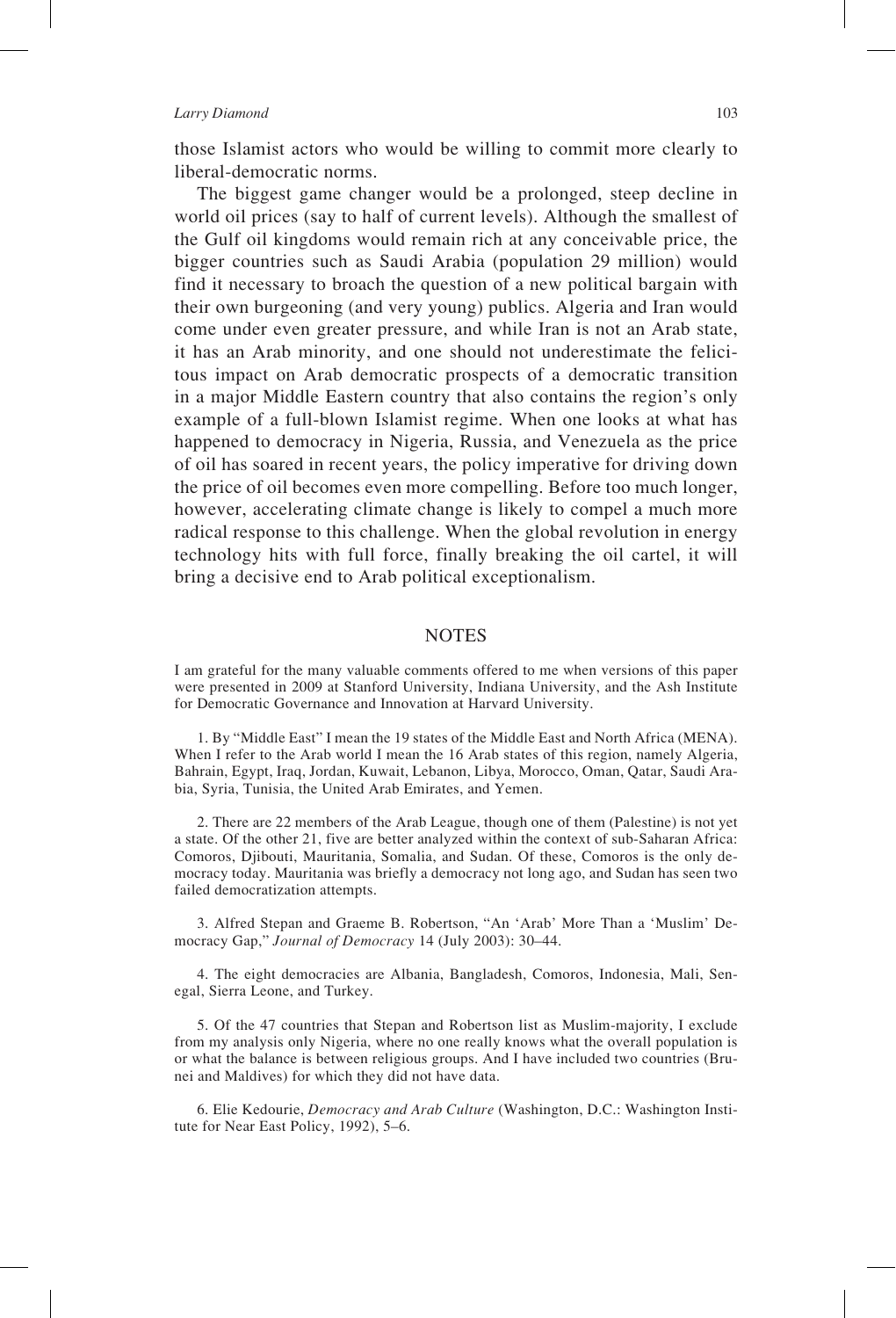those Islamist actors who would be willing to commit more clearly to liberal-democratic norms.

The biggest game changer would be a prolonged, steep decline in world oil prices (say to half of current levels). Although the smallest of the Gulf oil kingdoms would remain rich at any conceivable price, the bigger countries such as Saudi Arabia (population 29 million) would find it necessary to broach the question of a new political bargain with their own burgeoning (and very young) publics. Algeria and Iran would come under even greater pressure, and while Iran is not an Arab state, it has an Arab minority, and one should not underestimate the felicitous impact on Arab democratic prospects of a democratic transition in a major Middle Eastern country that also contains the region's only example of a full-blown Islamist regime. When one looks at what has happened to democracy in Nigeria, Russia, and Venezuela as the price of oil has soared in recent years, the policy imperative for driving down the price of oil becomes even more compelling. Before too much longer, however, accelerating climate change is likely to compel a much more radical response to this challenge. When the global revolution in energy technology hits with full force, finally breaking the oil cartel, it will bring a decisive end to Arab political exceptionalism.

## NOTES

I am grateful for the many valuable comments offered to me when versions of this paper were presented in 2009 at Stanford University, Indiana University, and the Ash Institute for Democratic Governance and Innovation at Harvard University.

1. By "Middle East" I mean the 19 states of the Middle East and North Africa (MENA). When I refer to the Arab world I mean the 16 Arab states of this region, namely Algeria, Bahrain, Egypt, Iraq, Jordan, Kuwait, Lebanon, Libya, Morocco, Oman, Qatar, Saudi Arabia, Syria, Tunisia, the United Arab Emirates, and Yemen.

2. There are 22 members of the Arab League, though one of them (Palestine) is not yet a state. Of the other 21, five are better analyzed within the context of sub-Saharan Africa: Comoros, Djibouti, Mauritania, Somalia, and Sudan. Of these, Comoros is the only democracy today. Mauritania was briefly a democracy not long ago, and Sudan has seen two failed democratization attempts.

3. Alfred Stepan and Graeme B. Robertson, "An 'Arab' More Than a 'Muslim' Democracy Gap," *Journal of Democracy* 14 (July 2003): 30–44.

4. The eight democracies are Albania, Bangladesh, Comoros, Indonesia, Mali, Senegal, Sierra Leone, and Turkey.

5. Of the 47 countries that Stepan and Robertson list as Muslim-majority, I exclude from my analysis only Nigeria, where no one really knows what the overall population is or what the balance is between religious groups. And I have included two countries (Brunei and Maldives) for which they did not have data.

6. Elie Kedourie, *Democracy and Arab Culture* (Washington, D.C.: Washington Institute for Near East Policy, 1992), 5–6.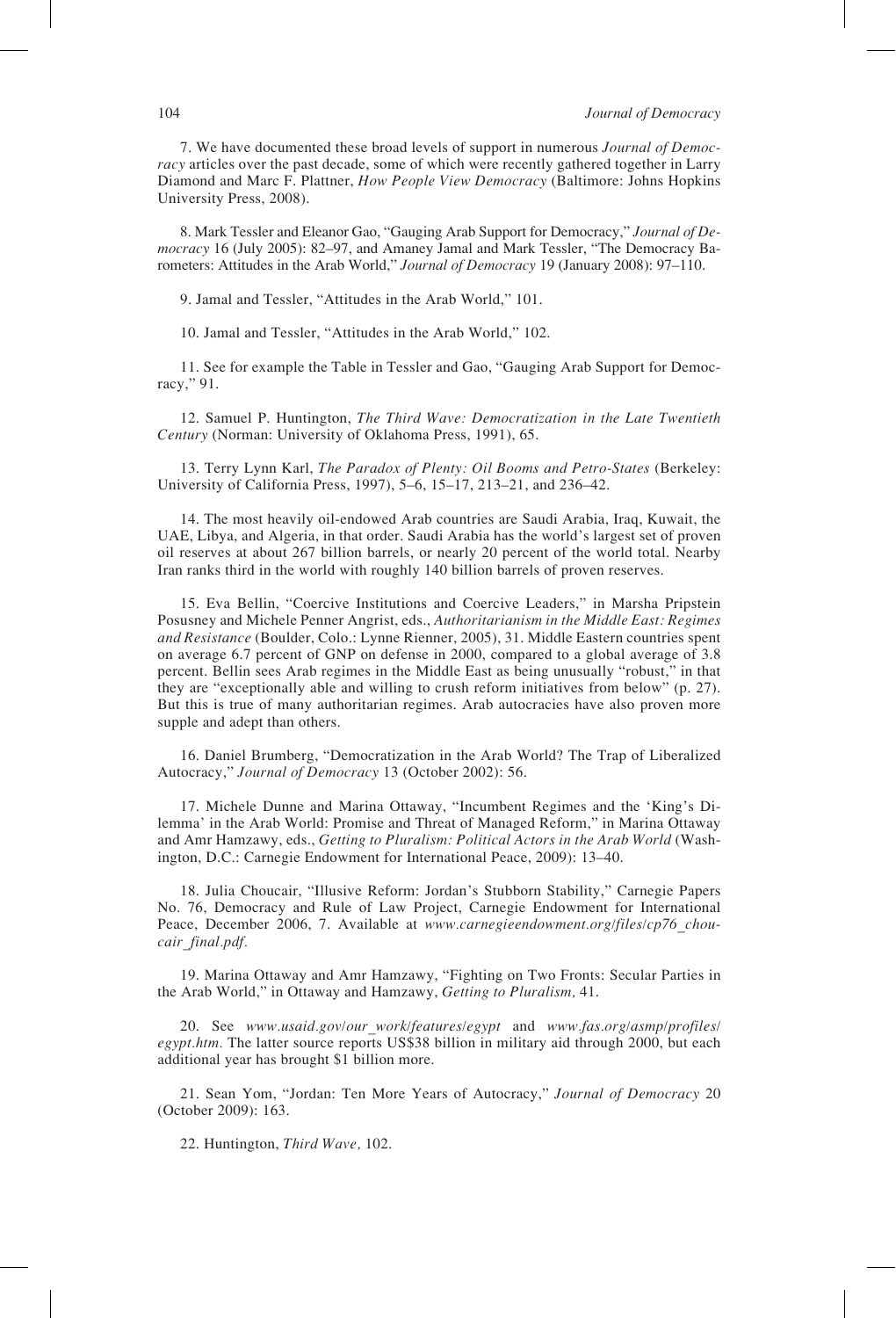7. We have documented these broad levels of support in numerous *Journal of Democracy* articles over the past decade, some of which were recently gathered together in Larry Diamond and Marc F. Plattner, *How People View Democracy* (Baltimore: Johns Hopkins University Press, 2008).

8. Mark Tessler and Eleanor Gao, "Gauging Arab Support for Democracy," *Journal of Democracy* 16 (July 2005): 82–97, and Amaney Jamal and Mark Tessler, "The Democracy Barometers: Attitudes in the Arab World," *Journal of Democracy* 19 (January 2008): 97–110.

9. Jamal and Tessler, "Attitudes in the Arab World," 101.

10. Jamal and Tessler, "Attitudes in the Arab World," 102.

11. See for example the Table in Tessler and Gao, "Gauging Arab Support for Democracy," 91.

12. Samuel P. Huntington, *The Third Wave: Democratization in the Late Twentieth Century* (Norman: University of Oklahoma Press, 1991), 65.

13. Terry Lynn Karl, *The Paradox of Plenty: Oil Booms and Petro-States* (Berkeley: University of California Press, 1997), 5–6, 15–17, 213–21, and 236–42.

14. The most heavily oil-endowed Arab countries are Saudi Arabia, Iraq, Kuwait, the UAE, Libya, and Algeria, in that order. Saudi Arabia has the world's largest set of proven oil reserves at about 267 billion barrels, or nearly 20 percent of the world total. Nearby Iran ranks third in the world with roughly 140 billion barrels of proven reserves.

15. Eva Bellin, "Coercive Institutions and Coercive Leaders," in Marsha Pripstein Posusney and Michele Penner Angrist, eds., *Authoritarianism in the Middle East: Regimes and Resistance* (Boulder, Colo.: Lynne Rienner, 2005), 31. Middle Eastern countries spent on average 6.7 percent of GNP on defense in 2000, compared to a global average of 3.8 percent. Bellin sees Arab regimes in the Middle East as being unusually "robust," in that they are "exceptionally able and willing to crush reform initiatives from below" (p. 27). But this is true of many authoritarian regimes. Arab autocracies have also proven more supple and adept than others.

16. Daniel Brumberg, "Democratization in the Arab World? The Trap of Liberalized Autocracy," *Journal of Democracy* 13 (October 2002): 56.

17. Michele Dunne and Marina Ottaway, "Incumbent Regimes and the 'King's Dilemma' in the Arab World: Promise and Threat of Managed Reform," in Marina Ottaway and Amr Hamzawy, eds., *Getting to Pluralism: Political Actors in the Arab World* (Washington, D.C.: Carnegie Endowment for International Peace, 2009): 13–40.

18. Julia Choucair, "Illusive Reform: Jordan's Stubborn Stability," Carnegie Papers No. 76, Democracy and Rule of Law Project, Carnegie Endowment for International Peace, December 2006, 7. Available at *www.carnegieendowment.org/files/cp76_choucair_final.pdf*.

19. Marina Ottaway and Amr Hamzawy, "Fighting on Two Fronts: Secular Parties in the Arab World," in Ottaway and Hamzawy, *Getting to Pluralism,* 41.

20. See *www.usaid.gov/our_work/features/egypt* and *www.fas.org/asmp/profiles/egypt.htm*. The latter source reports US$38 billion in military aid through 2000, but each additional year has brought $1 billion more.

21. Sean Yom, "Jordan: Ten More Years of Autocracy," *Journal of Democracy* 20 (October 2009): 163.

22. Huntington, *Third Wave,* 102.